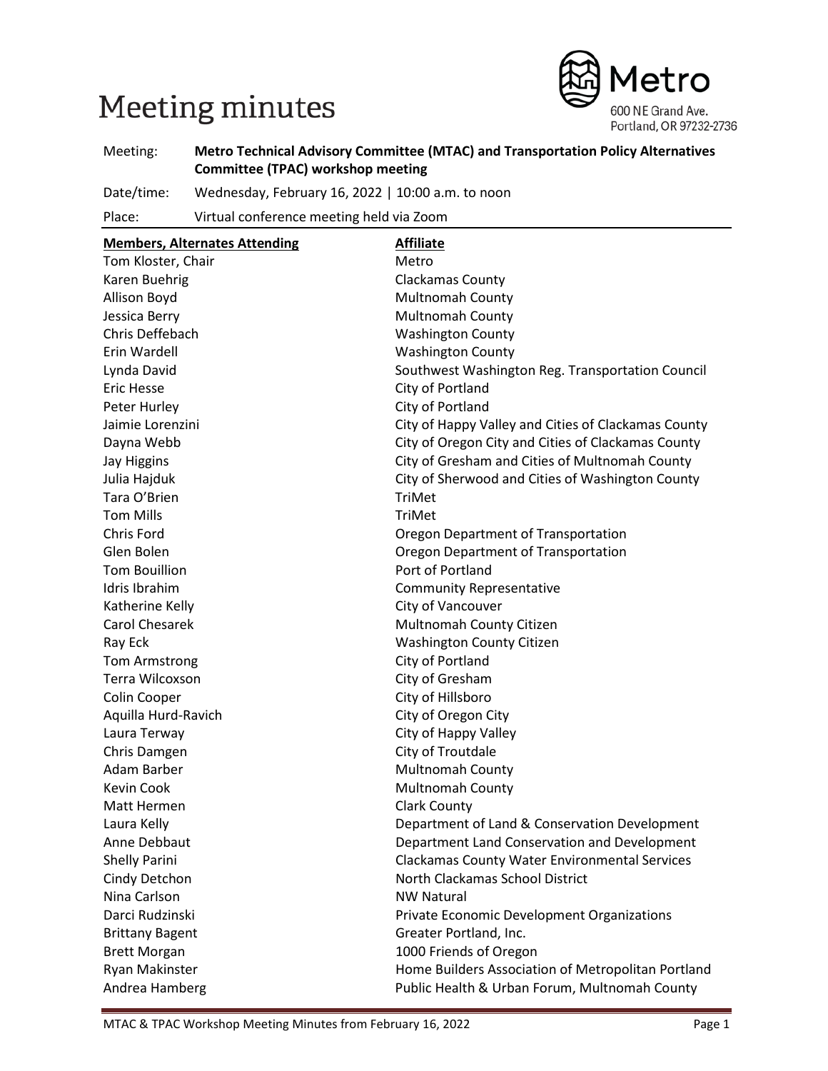# Meeting minutes

Metro
600 NE Grand Ave.
Portland, OR 97232-2736

| | |
|---|---|
| Meeting: | **Metro Technical Advisory Committee (MTAC) and Transportation Policy Alternatives Committee (TPAC) workshop meeting** |
| Date/time: | Wednesday, February 16, 2022 \| 10:00 a.m. to noon |
| Place: | Virtual conference meeting held via Zoom |

| **Members, Alternates Attending** | **Affiliate** |
|---|---|
| Tom Kloster, Chair | Metro |
| Karen Buehrig | Clackamas County |
| Allison Boyd | Multnomah County |
| Jessica Berry | Multnomah County |
| Chris Deffebach | Washington County |
| Erin Wardell | Washington County |
| Lynda David | Southwest Washington Reg. Transportation Council |
| Eric Hesse | City of Portland |
| Peter Hurley | City of Portland |
| Jaimie Lorenzini | City of Happy Valley and Cities of Clackamas County |
| Dayna Webb | City of Oregon City and Cities of Clackamas County |
| Jay Higgins | City of Gresham and Cities of Multnomah County |
| Julia Hajduk | City of Sherwood and Cities of Washington County |
| Tara O'Brien | TriMet |
| Tom Mills | TriMet |
| Chris Ford | Oregon Department of Transportation |
| Glen Bolen | Oregon Department of Transportation |
| Tom Bouillion | Port of Portland |
| Idris Ibrahim | Community Representative |
| Katherine Kelly | City of Vancouver |
| Carol Chesarek | Multnomah County Citizen |
| Ray Eck | Washington County Citizen |
| Tom Armstrong | City of Portland |
| Terra Wilcoxson | City of Gresham |
| Colin Cooper | City of Hillsboro |
| Aquilla Hurd-Ravich | City of Oregon City |
| Laura Terway | City of Happy Valley |
| Chris Damgen | City of Troutdale |
| Adam Barber | Multnomah County |
| Kevin Cook | Multnomah County |
| Matt Hermen | Clark County |
| Laura Kelly | Department of Land & Conservation Development |
| Anne Debbaut | Department Land Conservation and Development |
| Shelly Parini | Clackamas County Water Environmental Services |
| Cindy Detchon | North Clackamas School District |
| Nina Carlson | NW Natural |
| Darci Rudzinski | Private Economic Development Organizations |
| Brittany Bagent | Greater Portland, Inc. |
| Brett Morgan | 1000 Friends of Oregon |
| Ryan Makinster | Home Builders Association of Metropolitan Portland |
| Andrea Hamberg | Public Health & Urban Forum, Multnomah County |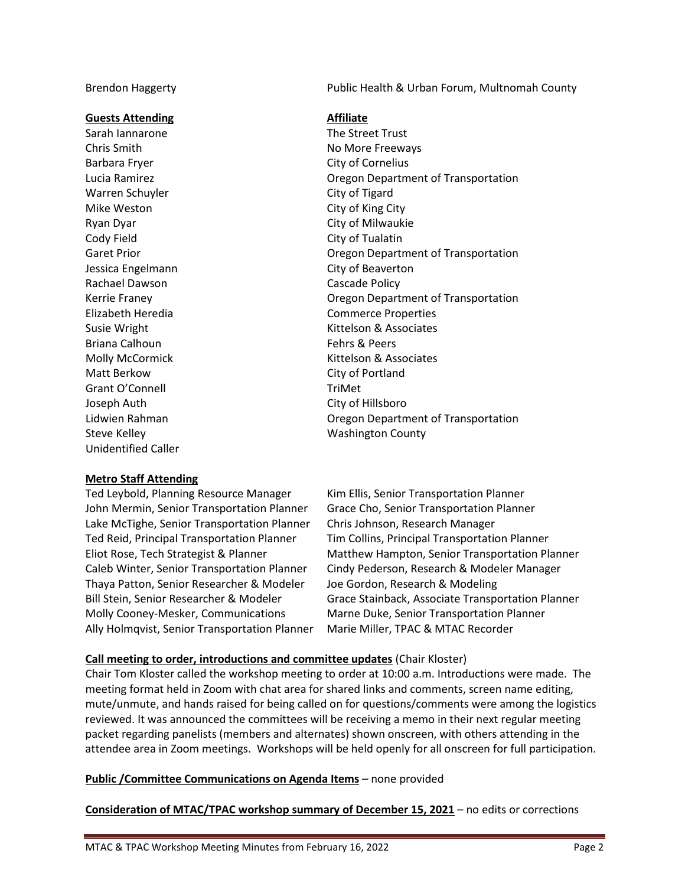| | |
|---|---|
| Brendon Haggerty | Public Health & Urban Forum, Multnomah County |

| **Guests Attending** | **Affiliate** |
|---|---|
| Sarah Iannarone | The Street Trust |
| Chris Smith | No More Freeways |
| Barbara Fryer | City of Cornelius |
| Lucia Ramirez | Oregon Department of Transportation |
| Warren Schuyler | City of Tigard |
| Mike Weston | City of King City |
| Ryan Dyar | City of Milwaukie |
| Cody Field | City of Tualatin |
| Garet Prior | Oregon Department of Transportation |
| Jessica Engelmann | City of Beaverton |
| Rachael Dawson | Cascade Policy |
| Kerrie Franey | Oregon Department of Transportation |
| Elizabeth Heredia | Commerce Properties |
| Susie Wright | Kittelson & Associates |
| Briana Calhoun | Fehrs & Peers |
| Molly McCormick | Kittelson & Associates |
| Matt Berkow | City of Portland |
| Grant O'Connell | TriMet |
| Joseph Auth | City of Hillsboro |
| Lidwien Rahman | Oregon Department of Transportation |
| Steve Kelley | Washington County |
| Unidentified Caller | |

**Metro Staff Attending**

| | |
|---|---|
| Ted Leybold, Planning Resource Manager | Kim Ellis, Senior Transportation Planner |
| John Mermin, Senior Transportation Planner | Grace Cho, Senior Transportation Planner |
| Lake McTighe, Senior Transportation Planner | Chris Johnson, Research Manager |
| Ted Reid, Principal Transportation Planner | Tim Collins, Principal Transportation Planner |
| Eliot Rose, Tech Strategist & Planner | Matthew Hampton, Senior Transportation Planner |
| Caleb Winter, Senior Transportation Planner | Cindy Pederson, Research & Modeler Manager |
| Thaya Patton, Senior Researcher & Modeler | Joe Gordon, Research & Modeling |
| Bill Stein, Senior Researcher & Modeler | Grace Stainback, Associate Transportation Planner |
| Molly Cooney-Mesker, Communications | Marne Duke, Senior Transportation Planner |
| Ally Holmqvist, Senior Transportation Planner | Marie Miller, TPAC & MTAC Recorder |

**Call meeting to order, introductions and committee updates** (Chair Kloster)

Chair Tom Kloster called the workshop meeting to order at 10:00 a.m. Introductions were made. The meeting format held in Zoom with chat area for shared links and comments, screen name editing, mute/unmute, and hands raised for being called on for questions/comments were among the logistics reviewed. It was announced the committees will be receiving a memo in their next regular meeting packet regarding panelists (members and alternates) shown onscreen, with others attending in the attendee area in Zoom meetings. Workshops will be held openly for all onscreen for full participation.

**Public /Committee Communications on Agenda Items** – none provided

**Consideration of MTAC/TPAC workshop summary of December 15, 2021** – no edits or corrections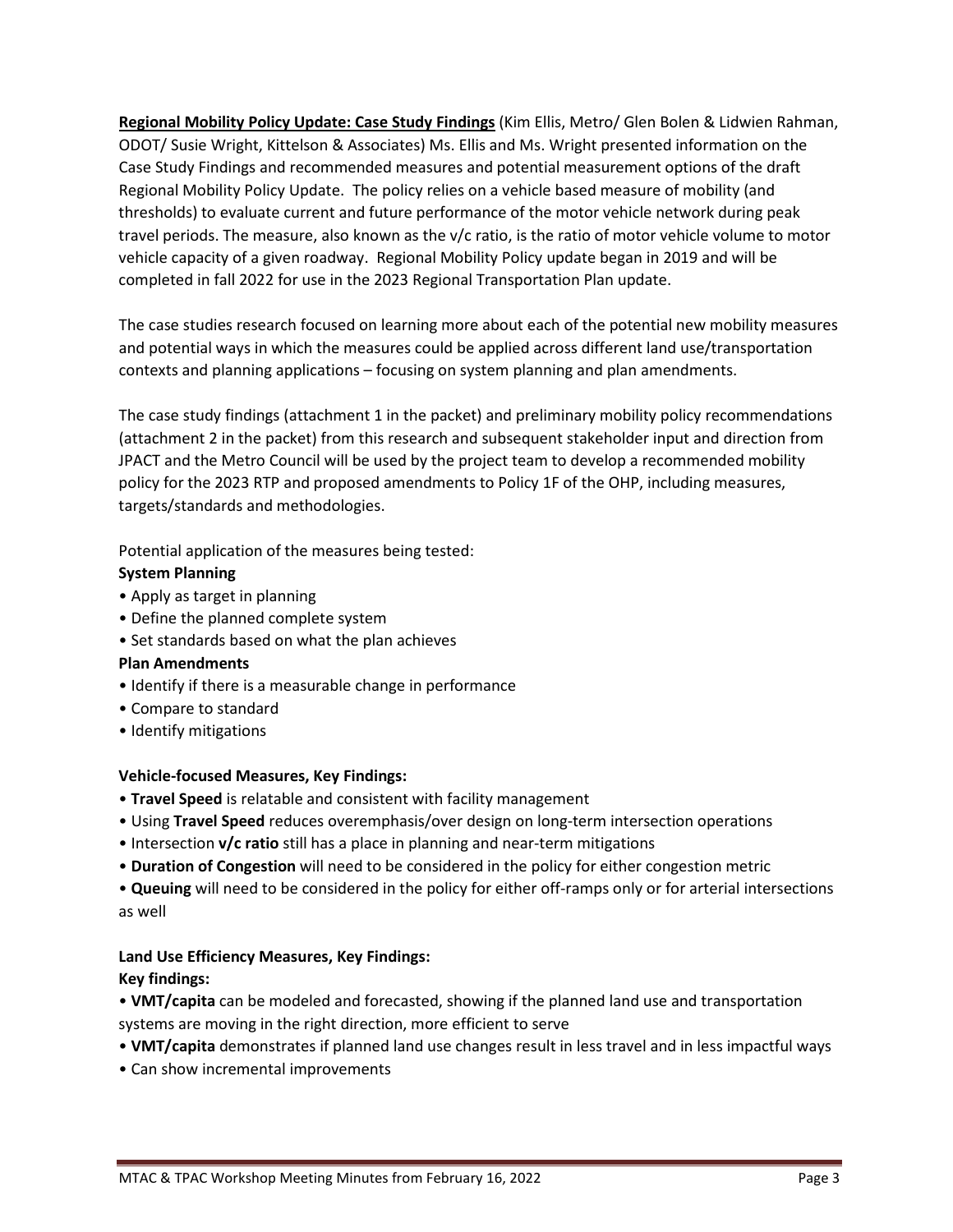**Regional Mobility Policy Update: Case Study Findings** (Kim Ellis, Metro/ Glen Bolen & Lidwien Rahman, ODOT/ Susie Wright, Kittelson & Associates) Ms. Ellis and Ms. Wright presented information on the Case Study Findings and recommended measures and potential measurement options of the draft Regional Mobility Policy Update. The policy relies on a vehicle based measure of mobility (and thresholds) to evaluate current and future performance of the motor vehicle network during peak travel periods. The measure, also known as the v/c ratio, is the ratio of motor vehicle volume to motor vehicle capacity of a given roadway. Regional Mobility Policy update began in 2019 and will be completed in fall 2022 for use in the 2023 Regional Transportation Plan update.

The case studies research focused on learning more about each of the potential new mobility measures and potential ways in which the measures could be applied across different land use/transportation contexts and planning applications – focusing on system planning and plan amendments.

The case study findings (attachment 1 in the packet) and preliminary mobility policy recommendations (attachment 2 in the packet) from this research and subsequent stakeholder input and direction from JPACT and the Metro Council will be used by the project team to develop a recommended mobility policy for the 2023 RTP and proposed amendments to Policy 1F of the OHP, including measures, targets/standards and methodologies.

Potential application of the measures being tested:

**System Planning**

- Apply as target in planning
- Define the planned complete system
- Set standards based on what the plan achieves

**Plan Amendments**

- Identify if there is a measurable change in performance
- Compare to standard
- Identify mitigations

**Vehicle-focused Measures, Key Findings:**

- **Travel Speed** is relatable and consistent with facility management
- Using **Travel Speed** reduces overemphasis/over design on long-term intersection operations
- Intersection **v/c ratio** still has a place in planning and near-term mitigations
- **Duration of Congestion** will need to be considered in the policy for either congestion metric
- **Queuing** will need to be considered in the policy for either off-ramps only or for arterial intersections as well

**Land Use Efficiency Measures, Key Findings:**

**Key findings:**

- **VMT/capita** can be modeled and forecasted, showing if the planned land use and transportation systems are moving in the right direction, more efficient to serve
- **VMT/capita** demonstrates if planned land use changes result in less travel and in less impactful ways
- Can show incremental improvements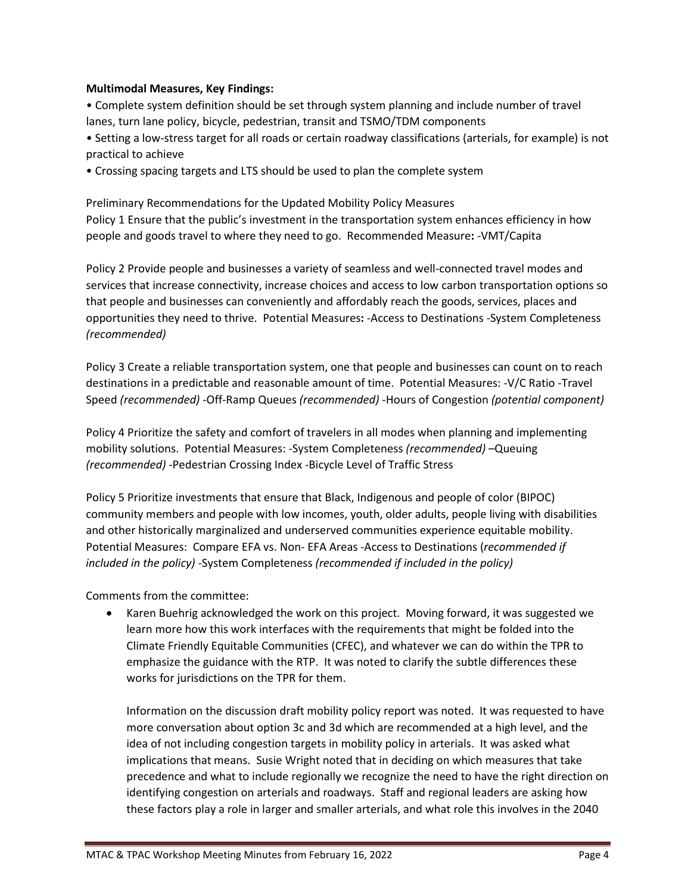**Multimodal Measures, Key Findings:**

• Complete system definition should be set through system planning and include number of travel lanes, turn lane policy, bicycle, pedestrian, transit and TSMO/TDM components

• Setting a low-stress target for all roads or certain roadway classifications (arterials, for example) is not practical to achieve

• Crossing spacing targets and LTS should be used to plan the complete system

Preliminary Recommendations for the Updated Mobility Policy Measures

Policy 1 Ensure that the public's investment in the transportation system enhances efficiency in how people and goods travel to where they need to go. Recommended Measure**:** -VMT/Capita

Policy 2 Provide people and businesses a variety of seamless and well-connected travel modes and services that increase connectivity, increase choices and access to low carbon transportation options so that people and businesses can conveniently and affordably reach the goods, services, places and opportunities they need to thrive. Potential Measures**:** -Access to Destinations -System Completeness *(recommended)*

Policy 3 Create a reliable transportation system, one that people and businesses can count on to reach destinations in a predictable and reasonable amount of time. Potential Measures: -V/C Ratio -Travel Speed *(recommended)* -Off-Ramp Queues *(recommended)* -Hours of Congestion *(potential component)*

Policy 4 Prioritize the safety and comfort of travelers in all modes when planning and implementing mobility solutions. Potential Measures: -System Completeness *(recommended)* –Queuing *(recommended)* -Pedestrian Crossing Index -Bicycle Level of Traffic Stress

Policy 5 Prioritize investments that ensure that Black, Indigenous and people of color (BIPOC) community members and people with low incomes, youth, older adults, people living with disabilities and other historically marginalized and underserved communities experience equitable mobility. Potential Measures: Compare EFA vs. Non- EFA Areas -Access to Destinations (*recommended if included in the policy)* -System Completeness *(recommended if included in the policy)*

Comments from the committee:

- Karen Buehrig acknowledged the work on this project. Moving forward, it was suggested we learn more how this work interfaces with the requirements that might be folded into the Climate Friendly Equitable Communities (CFEC), and whatever we can do within the TPR to emphasize the guidance with the RTP. It was noted to clarify the subtle differences these works for jurisdictions on the TPR for them.

  Information on the discussion draft mobility policy report was noted. It was requested to have more conversation about option 3c and 3d which are recommended at a high level, and the idea of not including congestion targets in mobility policy in arterials. It was asked what implications that means. Susie Wright noted that in deciding on which measures that take precedence and what to include regionally we recognize the need to have the right direction on identifying congestion on arterials and roadways. Staff and regional leaders are asking how these factors play a role in larger and smaller arterials, and what role this involves in the 2040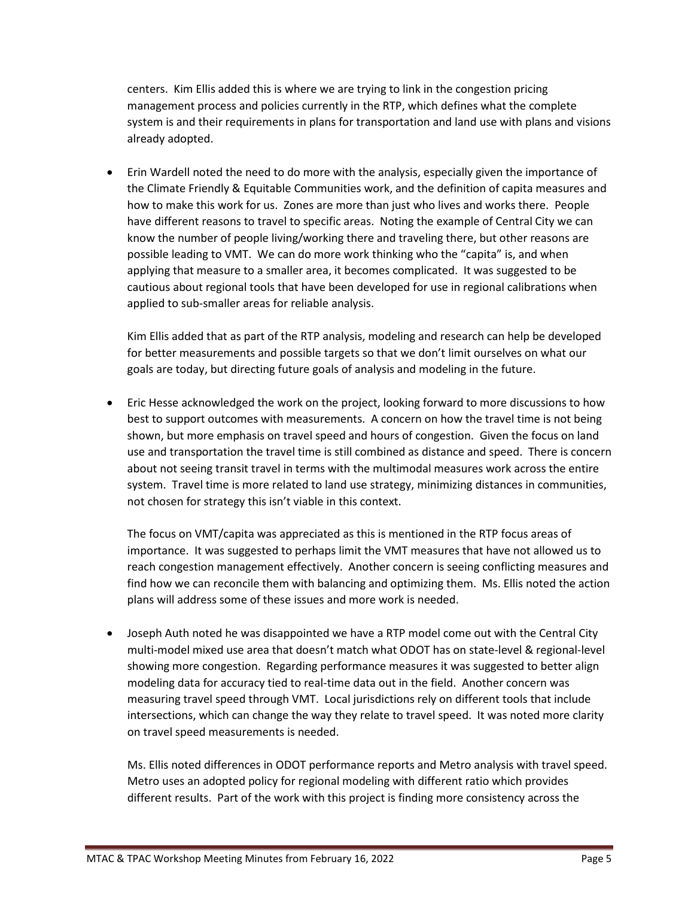centers. Kim Ellis added this is where we are trying to link in the congestion pricing management process and policies currently in the RTP, which defines what the complete system is and their requirements in plans for transportation and land use with plans and visions already adopted.

- Erin Wardell noted the need to do more with the analysis, especially given the importance of the Climate Friendly & Equitable Communities work, and the definition of capita measures and how to make this work for us. Zones are more than just who lives and works there. People have different reasons to travel to specific areas. Noting the example of Central City we can know the number of people living/working there and traveling there, but other reasons are possible leading to VMT. We can do more work thinking who the "capita" is, and when applying that measure to a smaller area, it becomes complicated. It was suggested to be cautious about regional tools that have been developed for use in regional calibrations when applied to sub-smaller areas for reliable analysis.

  Kim Ellis added that as part of the RTP analysis, modeling and research can help be developed for better measurements and possible targets so that we don't limit ourselves on what our goals are today, but directing future goals of analysis and modeling in the future.

- Eric Hesse acknowledged the work on the project, looking forward to more discussions to how best to support outcomes with measurements. A concern on how the travel time is not being shown, but more emphasis on travel speed and hours of congestion. Given the focus on land use and transportation the travel time is still combined as distance and speed. There is concern about not seeing transit travel in terms with the multimodal measures work across the entire system. Travel time is more related to land use strategy, minimizing distances in communities, not chosen for strategy this isn't viable in this context.

  The focus on VMT/capita was appreciated as this is mentioned in the RTP focus areas of importance. It was suggested to perhaps limit the VMT measures that have not allowed us to reach congestion management effectively. Another concern is seeing conflicting measures and find how we can reconcile them with balancing and optimizing them. Ms. Ellis noted the action plans will address some of these issues and more work is needed.

- Joseph Auth noted he was disappointed we have a RTP model come out with the Central City multi-model mixed use area that doesn't match what ODOT has on state-level & regional-level showing more congestion. Regarding performance measures it was suggested to better align modeling data for accuracy tied to real-time data out in the field. Another concern was measuring travel speed through VMT. Local jurisdictions rely on different tools that include intersections, which can change the way they relate to travel speed. It was noted more clarity on travel speed measurements is needed.

  Ms. Ellis noted differences in ODOT performance reports and Metro analysis with travel speed. Metro uses an adopted policy for regional modeling with different ratio which provides different results. Part of the work with this project is finding more consistency across the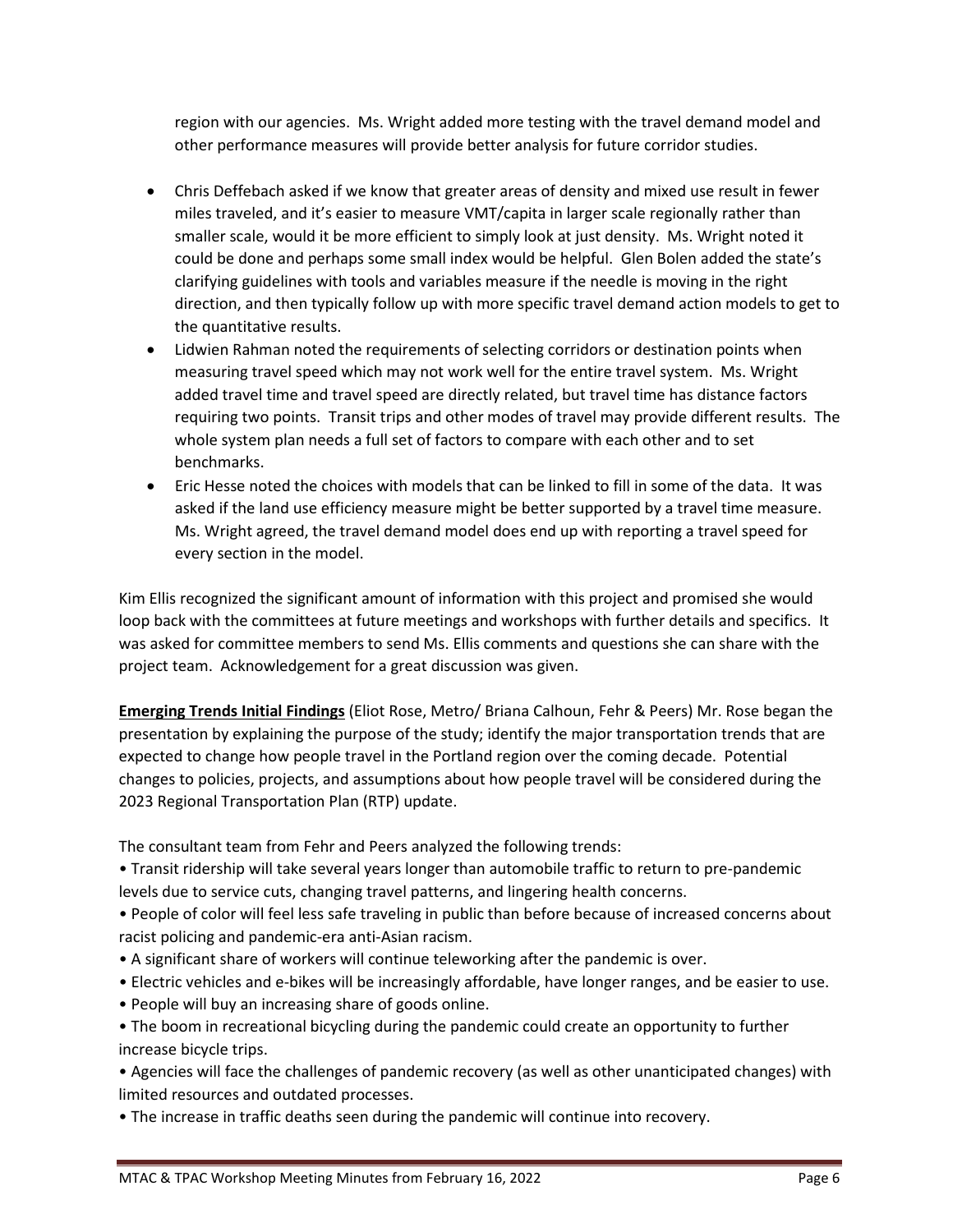region with our agencies. Ms. Wright added more testing with the travel demand model and other performance measures will provide better analysis for future corridor studies.

- Chris Deffebach asked if we know that greater areas of density and mixed use result in fewer miles traveled, and it's easier to measure VMT/capita in larger scale regionally rather than smaller scale, would it be more efficient to simply look at just density. Ms. Wright noted it could be done and perhaps some small index would be helpful. Glen Bolen added the state's clarifying guidelines with tools and variables measure if the needle is moving in the right direction, and then typically follow up with more specific travel demand action models to get to the quantitative results.
- Lidwien Rahman noted the requirements of selecting corridors or destination points when measuring travel speed which may not work well for the entire travel system. Ms. Wright added travel time and travel speed are directly related, but travel time has distance factors requiring two points. Transit trips and other modes of travel may provide different results. The whole system plan needs a full set of factors to compare with each other and to set benchmarks.
- Eric Hesse noted the choices with models that can be linked to fill in some of the data. It was asked if the land use efficiency measure might be better supported by a travel time measure. Ms. Wright agreed, the travel demand model does end up with reporting a travel speed for every section in the model.

Kim Ellis recognized the significant amount of information with this project and promised she would loop back with the committees at future meetings and workshops with further details and specifics. It was asked for committee members to send Ms. Ellis comments and questions she can share with the project team. Acknowledgement for a great discussion was given.

**Emerging Trends Initial Findings** (Eliot Rose, Metro/ Briana Calhoun, Fehr & Peers) Mr. Rose began the presentation by explaining the purpose of the study; identify the major transportation trends that are expected to change how people travel in the Portland region over the coming decade. Potential changes to policies, projects, and assumptions about how people travel will be considered during the 2023 Regional Transportation Plan (RTP) update.

The consultant team from Fehr and Peers analyzed the following trends:

- Transit ridership will take several years longer than automobile traffic to return to pre-pandemic levels due to service cuts, changing travel patterns, and lingering health concerns.
- People of color will feel less safe traveling in public than before because of increased concerns about racist policing and pandemic-era anti-Asian racism.
- A significant share of workers will continue teleworking after the pandemic is over.
- Electric vehicles and e-bikes will be increasingly affordable, have longer ranges, and be easier to use.
- People will buy an increasing share of goods online.
- The boom in recreational bicycling during the pandemic could create an opportunity to further increase bicycle trips.
- Agencies will face the challenges of pandemic recovery (as well as other unanticipated changes) with limited resources and outdated processes.
- The increase in traffic deaths seen during the pandemic will continue into recovery.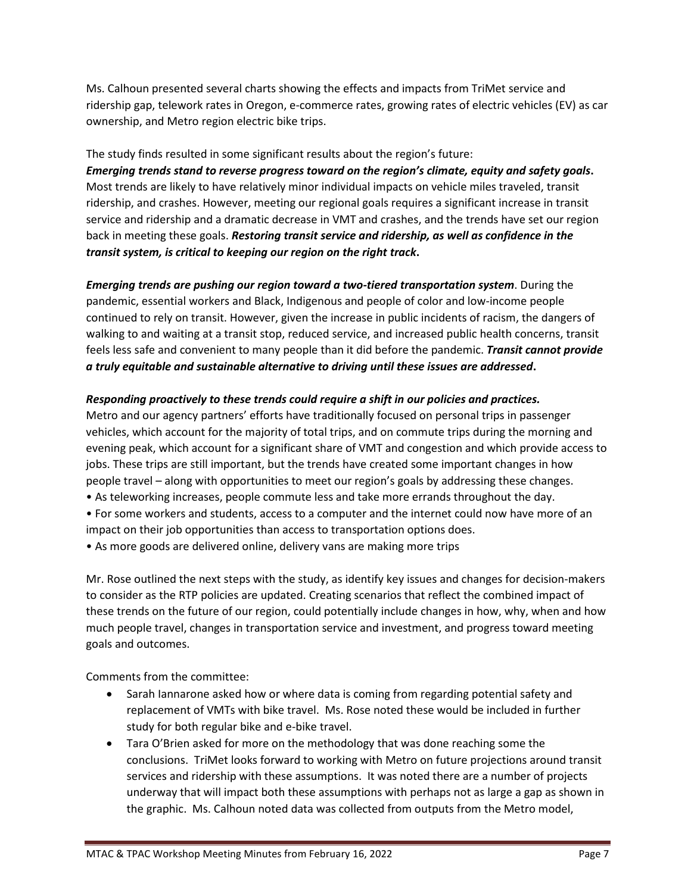Ms. Calhoun presented several charts showing the effects and impacts from TriMet service and ridership gap, telework rates in Oregon, e-commerce rates, growing rates of electric vehicles (EV) as car ownership, and Metro region electric bike trips.

The study finds resulted in some significant results about the region's future:

***Emerging trends stand to reverse progress toward on the region's climate, equity and safety goals.*** Most trends are likely to have relatively minor individual impacts on vehicle miles traveled, transit ridership, and crashes. However, meeting our regional goals requires a significant increase in transit service and ridership and a dramatic decrease in VMT and crashes, and the trends have set our region back in meeting these goals. ***Restoring transit service and ridership, as well as confidence in the transit system, is critical to keeping our region on the right track.***

***Emerging trends are pushing our region toward a two-tiered transportation system***. During the pandemic, essential workers and Black, Indigenous and people of color and low-income people continued to rely on transit. However, given the increase in public incidents of racism, the dangers of walking to and waiting at a transit stop, reduced service, and increased public health concerns, transit feels less safe and convenient to many people than it did before the pandemic. ***Transit cannot provide a truly equitable and sustainable alternative to driving until these issues are addressed.***

***Responding proactively to these trends could require a shift in our policies and practices.***
Metro and our agency partners' efforts have traditionally focused on personal trips in passenger vehicles, which account for the majority of total trips, and on commute trips during the morning and evening peak, which account for a significant share of VMT and congestion and which provide access to jobs. These trips are still important, but the trends have created some important changes in how people travel – along with opportunities to meet our region's goals by addressing these changes.

- As teleworking increases, people commute less and take more errands throughout the day.
- For some workers and students, access to a computer and the internet could now have more of an impact on their job opportunities than access to transportation options does.
- As more goods are delivered online, delivery vans are making more trips

Mr. Rose outlined the next steps with the study, as identify key issues and changes for decision-makers to consider as the RTP policies are updated. Creating scenarios that reflect the combined impact of these trends on the future of our region, could potentially include changes in how, why, when and how much people travel, changes in transportation service and investment, and progress toward meeting goals and outcomes.

Comments from the committee:

- Sarah Iannarone asked how or where data is coming from regarding potential safety and replacement of VMTs with bike travel. Ms. Rose noted these would be included in further study for both regular bike and e-bike travel.
- Tara O'Brien asked for more on the methodology that was done reaching some the conclusions. TriMet looks forward to working with Metro on future projections around transit services and ridership with these assumptions. It was noted there are a number of projects underway that will impact both these assumptions with perhaps not as large a gap as shown in the graphic. Ms. Calhoun noted data was collected from outputs from the Metro model,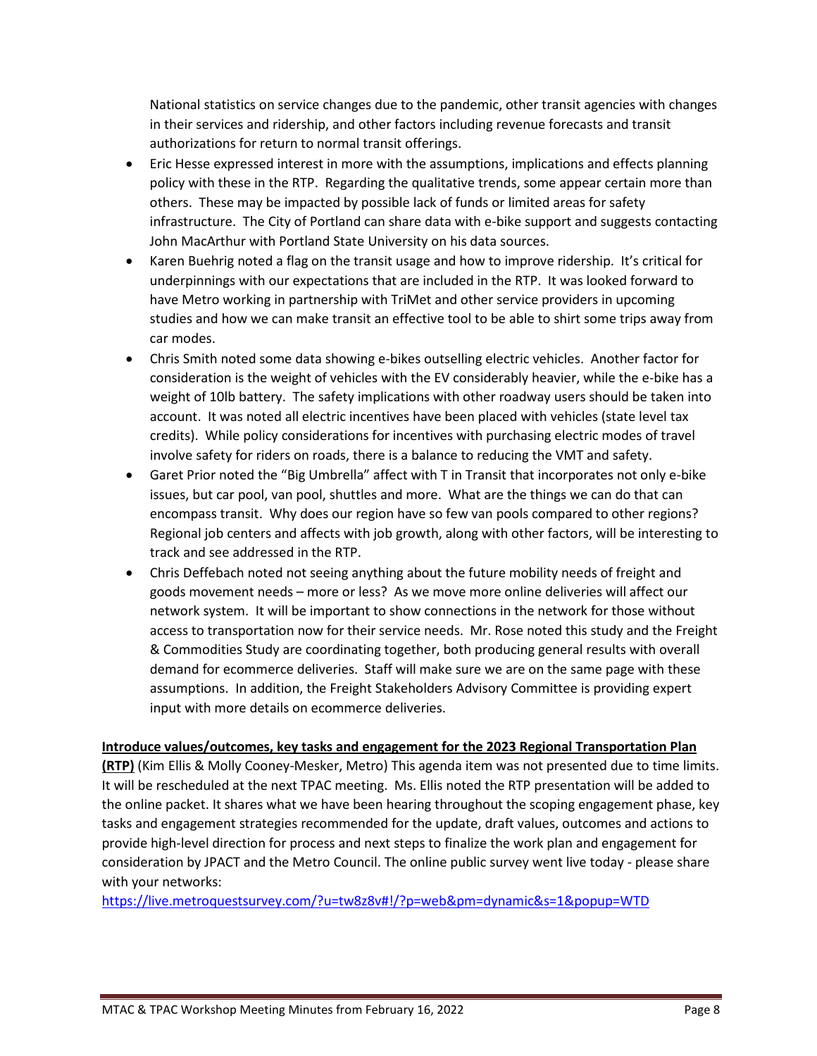National statistics on service changes due to the pandemic, other transit agencies with changes in their services and ridership, and other factors including revenue forecasts and transit authorizations for return to normal transit offerings.

- Eric Hesse expressed interest in more with the assumptions, implications and effects planning policy with these in the RTP. Regarding the qualitative trends, some appear certain more than others. These may be impacted by possible lack of funds or limited areas for safety infrastructure. The City of Portland can share data with e-bike support and suggests contacting John MacArthur with Portland State University on his data sources.
- Karen Buehrig noted a flag on the transit usage and how to improve ridership. It's critical for underpinnings with our expectations that are included in the RTP. It was looked forward to have Metro working in partnership with TriMet and other service providers in upcoming studies and how we can make transit an effective tool to be able to shirt some trips away from car modes.
- Chris Smith noted some data showing e-bikes outselling electric vehicles. Another factor for consideration is the weight of vehicles with the EV considerably heavier, while the e-bike has a weight of 10lb battery. The safety implications with other roadway users should be taken into account. It was noted all electric incentives have been placed with vehicles (state level tax credits). While policy considerations for incentives with purchasing electric modes of travel involve safety for riders on roads, there is a balance to reducing the VMT and safety.
- Garet Prior noted the "Big Umbrella" affect with T in Transit that incorporates not only e-bike issues, but car pool, van pool, shuttles and more. What are the things we can do that can encompass transit. Why does our region have so few van pools compared to other regions? Regional job centers and affects with job growth, along with other factors, will be interesting to track and see addressed in the RTP.
- Chris Deffebach noted not seeing anything about the future mobility needs of freight and goods movement needs – more or less? As we move more online deliveries will affect our network system. It will be important to show connections in the network for those without access to transportation now for their service needs. Mr. Rose noted this study and the Freight & Commodities Study are coordinating together, both producing general results with overall demand for ecommerce deliveries. Staff will make sure we are on the same page with these assumptions. In addition, the Freight Stakeholders Advisory Committee is providing expert input with more details on ecommerce deliveries.

**Introduce values/outcomes, key tasks and engagement for the 2023 Regional Transportation Plan (RTP)** (Kim Ellis & Molly Cooney-Mesker, Metro) This agenda item was not presented due to time limits. It will be rescheduled at the next TPAC meeting. Ms. Ellis noted the RTP presentation will be added to the online packet. It shares what we have been hearing throughout the scoping engagement phase, key tasks and engagement strategies recommended for the update, draft values, outcomes and actions to provide high-level direction for process and next steps to finalize the work plan and engagement for consideration by JPACT and the Metro Council. The online public survey went live today - please share with your networks:
https://live.metroquestsurvey.com/?u=tw8z8v#!/?p=web&pm=dynamic&s=1&popup=WTD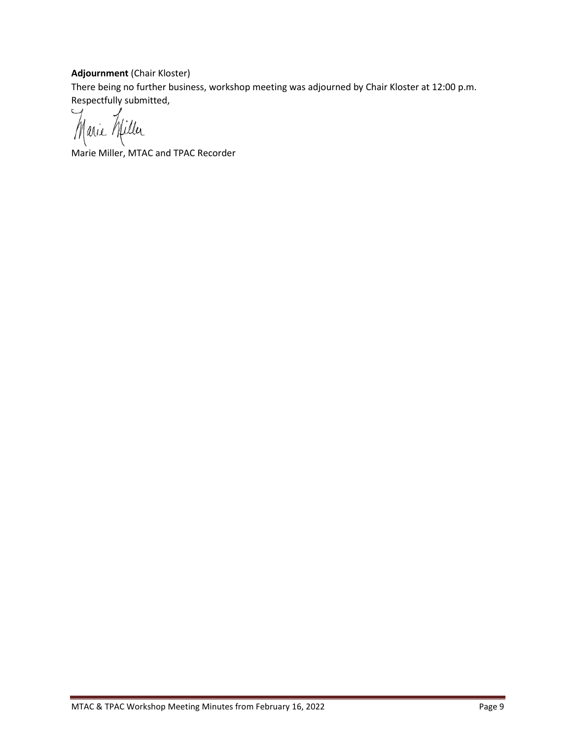**Adjournment** (Chair Kloster)

There being no further business, workshop meeting was adjourned by Chair Kloster at 12:00 p.m.

Respectfully submitted,

Marie Miller

Marie Miller, MTAC and TPAC Recorder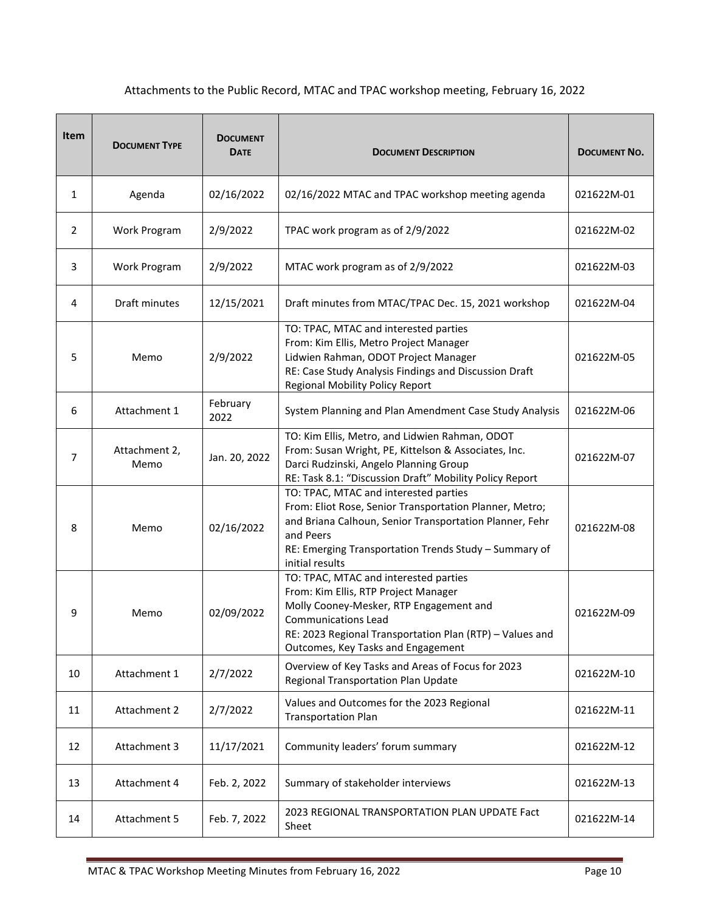Attachments to the Public Record, MTAC and TPAC workshop meeting, February 16, 2022

| Item | Document Type | Document Date | Document Description | Document No. |
|---|---|---|---|---|
| 1 | Agenda | 02/16/2022 | 02/16/2022 MTAC and TPAC workshop meeting agenda | 021622M-01 |
| 2 | Work Program | 2/9/2022 | TPAC work program as of 2/9/2022 | 021622M-02 |
| 3 | Work Program | 2/9/2022 | MTAC work program as of 2/9/2022 | 021622M-03 |
| 4 | Draft minutes | 12/15/2021 | Draft minutes from MTAC/TPAC Dec. 15, 2021 workshop | 021622M-04 |
| 5 | Memo | 2/9/2022 | TO: TPAC, MTAC and interested parties<br>From: Kim Ellis, Metro Project Manager<br>Lidwien Rahman, ODOT Project Manager<br>RE: Case Study Analysis Findings and Discussion Draft Regional Mobility Policy Report | 021622M-05 |
| 6 | Attachment 1 | February 2022 | System Planning and Plan Amendment Case Study Analysis | 021622M-06 |
| 7 | Attachment 2, Memo | Jan. 20, 2022 | TO: Kim Ellis, Metro, and Lidwien Rahman, ODOT<br>From: Susan Wright, PE, Kittelson & Associates, Inc.<br>Darci Rudzinski, Angelo Planning Group<br>RE: Task 8.1: "Discussion Draft" Mobility Policy Report | 021622M-07 |
| 8 | Memo | 02/16/2022 | TO: TPAC, MTAC and interested parties<br>From: Eliot Rose, Senior Transportation Planner, Metro; and Briana Calhoun, Senior Transportation Planner, Fehr and Peers<br>RE: Emerging Transportation Trends Study – Summary of initial results | 021622M-08 |
| 9 | Memo | 02/09/2022 | TO: TPAC, MTAC and interested parties<br>From: Kim Ellis, RTP Project Manager<br>Molly Cooney-Mesker, RTP Engagement and Communications Lead<br>RE: 2023 Regional Transportation Plan (RTP) – Values and Outcomes, Key Tasks and Engagement | 021622M-09 |
| 10 | Attachment 1 | 2/7/2022 | Overview of Key Tasks and Areas of Focus for 2023 Regional Transportation Plan Update | 021622M-10 |
| 11 | Attachment 2 | 2/7/2022 | Values and Outcomes for the 2023 Regional Transportation Plan | 021622M-11 |
| 12 | Attachment 3 | 11/17/2021 | Community leaders' forum summary | 021622M-12 |
| 13 | Attachment 4 | Feb. 2, 2022 | Summary of stakeholder interviews | 021622M-13 |
| 14 | Attachment 5 | Feb. 7, 2022 | 2023 REGIONAL TRANSPORTATION PLAN UPDATE Fact Sheet | 021622M-14 |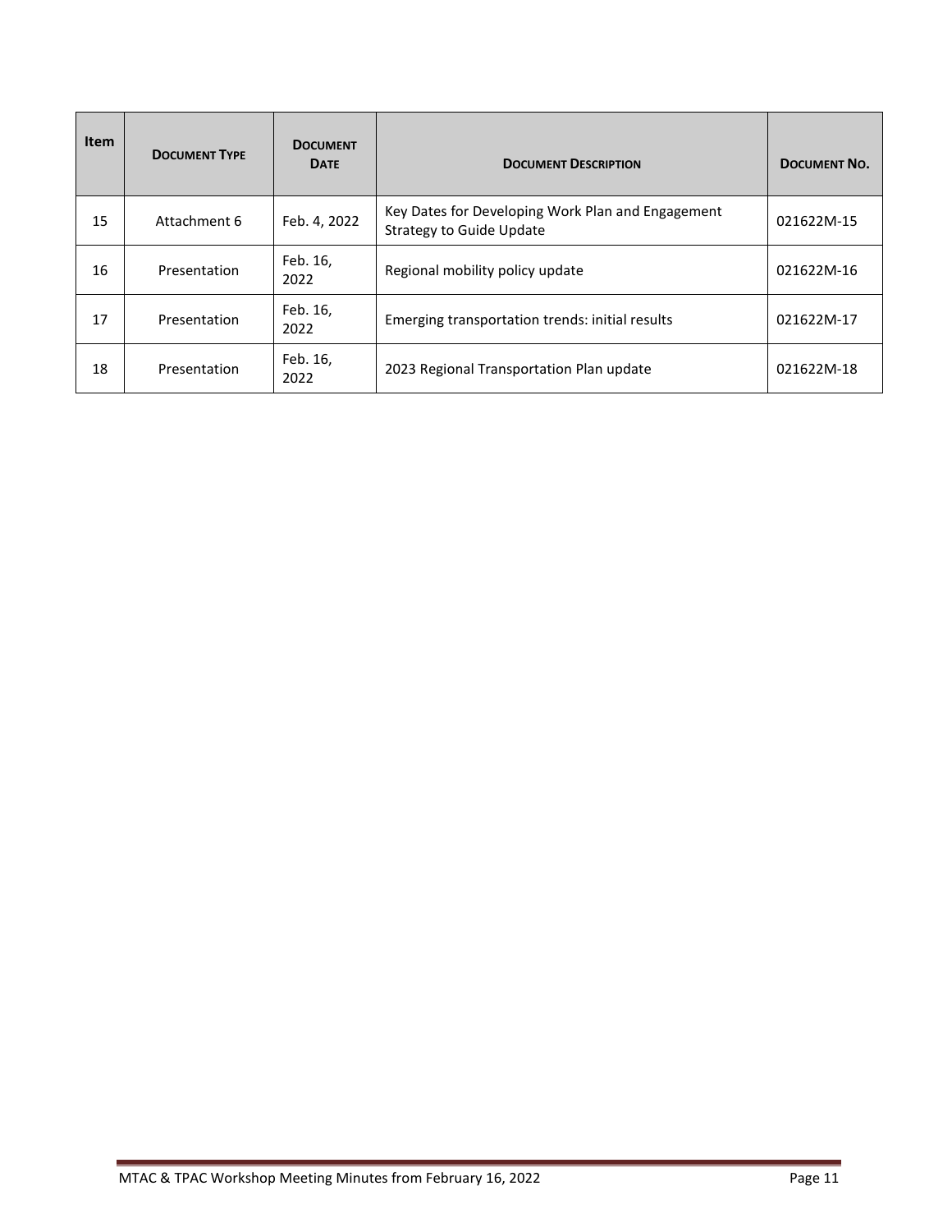| Item | Document Type | Document Date | Document Description | Document No. |
| --- | --- | --- | --- | --- |
| 15 | Attachment 6 | Feb. 4, 2022 | Key Dates for Developing Work Plan and Engagement Strategy to Guide Update | 021622M-15 |
| 16 | Presentation | Feb. 16, 2022 | Regional mobility policy update | 021622M-16 |
| 17 | Presentation | Feb. 16, 2022 | Emerging transportation trends: initial results | 021622M-17 |
| 18 | Presentation | Feb. 16, 2022 | 2023 Regional Transportation Plan update | 021622M-18 |